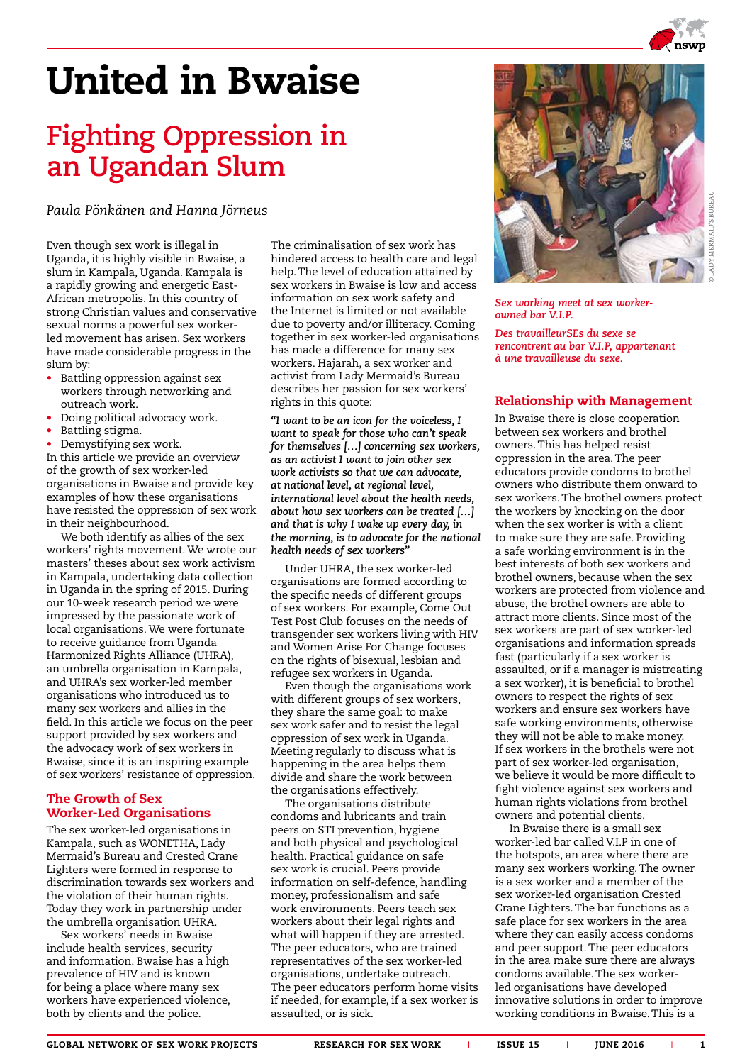# United in Bwaise

## Fighting Oppression in an Ugandan Slum

*Paula Pönkänen and Hanna Jörneus*

Even though sex work is illegal in Uganda, it is highly visible in Bwaise, a slum in Kampala, Uganda. Kampala is a rapidly growing and energetic East-African metropolis. In this country of strong Christian values and conservative sexual norms a powerful sex worker-led movement has arisen. Sex workers have made considerable progress in the slum by:

- Battling oppression against sex workers through networking and outreach work.
- Doing political advocacy work.
- Battling stigma.
- Demystifying sex work.

In this article we provide an overview of the growth of sex worker-led organisations in Bwaise and provide key examples of how these organisations have resisted the oppression of sex work in their neighbourhood.

We both identify as allies of the sex workers' rights movement. We wrote our masters' theses about sex work activism in Kampala, undertaking data collection in Uganda in the spring of 2015. During our 10-week research period we were impressed by the passionate work of local organisations. We were fortunate to receive guidance from Uganda Harmonized Rights Alliance (UHRA), an umbrella organisation in Kampala, and UHRA's sex worker-led member organisations who introduced us to many sex workers and allies in the field. In this article we focus on the peer support provided by sex workers and the advocacy work of sex workers in Bwaise, since it is an inspiring example of sex workers' resistance of oppression.

### The Growth of Sex Worker-Led Organisations

The sex worker-led organisations in Kampala, such as WONETHA, Lady Mermaid's Bureau and Crested Crane Lighters were formed in response to discrimination towards sex workers and the violation of their human rights. Today they work in partnership under the umbrella organisation UHRA.

Sex workers' needs in Bwaise include health services, security and information. Bwaise has a high prevalence of HIV and is known for being a place where many sex workers have experienced violence, both by clients and the police.

The criminalisation of sex work has hindered access to health care and legal help. The level of education attained by sex workers in Bwaise is low and access information on sex work safety and the Internet is limited or not available due to poverty and/or illiteracy. Coming together in sex worker-led organisations has made a difference for many sex workers. Hajarah, a sex worker and activist from Lady Mermaid's Bureau describes her passion for sex workers' rights in this quote:

***"I want to be an icon for the voiceless, I want to speak for those who can't speak for themselves […] concerning sex workers, as an activist I want to join other sex work activists so that we can advocate, at national level, at regional level, international level about the health needs, about how sex workers can be treated […] and that is why I wake up every day, in the morning, is to advocate for the national health needs of sex workers"***

Under UHRA, the sex worker-led organisations are formed according to the specific needs of different groups of sex workers. For example, Come Out Test Post Club focuses on the needs of transgender sex workers living with HIV and Women Arise For Change focuses on the rights of bisexual, lesbian and refugee sex workers in Uganda.

Even though the organisations work with different groups of sex workers, they share the same goal: to make sex work safer and to resist the legal oppression of sex work in Uganda. Meeting regularly to discuss what is happening in the area helps them divide and share the work between the organisations effectively.

The organisations distribute condoms and lubricants and train peers on STI prevention, hygiene and both physical and psychological health. Practical guidance on safe sex work is crucial. Peers provide information on self-defence, handling money, professionalism and safe work environments. Peers teach sex workers about their legal rights and what will happen if they are arrested. The peer educators, who are trained representatives of the sex worker-led organisations, undertake outreach. The peer educators perform home visits if needed, for example, if a sex worker is assaulted, or is sick.

*Sex working meet at sex worker-owned bar V.I.P.*

*Des travailleurSEs du sexe se rencontrent au bar V.I.P, appartenant à une travailleuse du sexe.*

© LADY MERMAID'S BUREAU

### Relationship with Management

In Bwaise there is close cooperation between sex workers and brothel owners. This has helped resist oppression in the area. The peer educators provide condoms to brothel owners who distribute them onward to sex workers. The brothel owners protect the workers by knocking on the door when the sex worker is with a client to make sure they are safe. Providing a safe working environment is in the best interests of both sex workers and brothel owners, because when the sex workers are protected from violence and abuse, the brothel owners are able to attract more clients. Since most of the sex workers are part of sex worker-led organisations and information spreads fast (particularly if a sex worker is assaulted, or if a manager is mistreating a sex worker), it is beneficial to brothel owners to respect the rights of sex workers and ensure sex workers have safe working environments, otherwise they will not be able to make money. If sex workers in the brothels were not part of sex worker-led organisation, we believe it would be more difficult to fight violence against sex workers and human rights violations from brothel owners and potential clients.

In Bwaise there is a small sex worker-led bar called V.I.P in one of the hotspots, an area where there are many sex workers working. The owner is a sex worker and a member of the sex worker-led organisation Crested Crane Lighters. The bar functions as a safe place for sex workers in the area where they can easily access condoms and peer support. The peer educators in the area make sure there are always condoms available. The sex worker-led organisations have developed innovative solutions in order to improve working conditions in Bwaise. This is a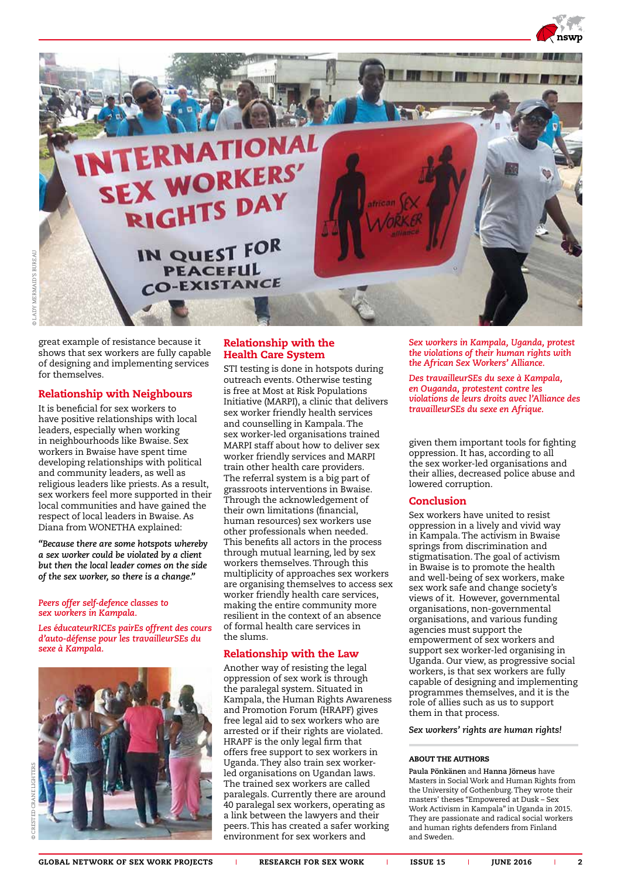great example of resistance because it shows that sex workers are fully capable of designing and implementing services for themselves.

## Relationship with Neighbours

It is beneficial for sex workers to have positive relationships with local leaders, especially when working in neighbourhoods like Bwaise. Sex workers in Bwaise have spent time developing relationships with political and community leaders, as well as religious leaders like priests. As a result, sex workers feel more supported in their local communities and have gained the respect of local leaders in Bwaise. As Diana from WONETHA explained:

***"Because there are some hotspots whereby a sex worker could be violated by a client but then the local leader comes on the side of the sex worker, so there is a change."***

*Peers offer self-defence classes to sex workers in Kampala.*

*Les éducateurRICEs pairEs offrent des cours d'auto-défense pour les travailleurSEs du sexe à Kampala.*

## Relationship with the Health Care System

STI testing is done in hotspots during outreach events. Otherwise testing is free at Most at Risk Populations Initiative (MARPI), a clinic that delivers sex worker friendly health services and counselling in Kampala. The sex worker-led organisations trained MARPI staff about how to deliver sex worker friendly services and MARPI train other health care providers. The referral system is a big part of grassroots interventions in Bwaise. Through the acknowledgement of their own limitations (financial, human resources) sex workers use other professionals when needed. This benefits all actors in the process through mutual learning, led by sex workers themselves. Through this multiplicity of approaches sex workers are organising themselves to access sex worker friendly health care services, making the entire community more resilient in the context of an absence of formal health care services in the slums.

## Relationship with the Law

Another way of resisting the legal oppression of sex work is through the paralegal system. Situated in Kampala, the Human Rights Awareness and Promotion Forum (HRAPF) gives free legal aid to sex workers who are arrested or if their rights are violated. HRAPF is the only legal firm that offers free support to sex workers in Uganda. They also train sex worker-led organisations on Ugandan laws. The trained sex workers are called paralegals. Currently there are around 40 paralegal sex workers, operating as a link between the lawyers and their peers. This has created a safer working environment for sex workers and given them important tools for fighting oppression. It has, according to all the sex worker-led organisations and their allies, decreased police abuse and lowered corruption.

*Sex workers in Kampala, Uganda, protest the violations of their human rights with the African Sex Workers' Alliance.*

*Des travailleurSEs du sexe à Kampala, en Ouganda, protestent contre les violations de leurs droits avec l'Alliance des travailleurSEs du sexe en Afrique.*

## Conclusion

Sex workers have united to resist oppression in a lively and vivid way in Kampala. The activism in Bwaise springs from discrimination and stigmatisation. The goal of activism in Bwaise is to promote the health and well-being of sex workers, make sex work safe and change society's views of it. However, governmental organisations, non-governmental organisations, and various funding agencies must support the empowerment of sex workers and support sex worker-led organising in Uganda. Our view, as progressive social workers, is that sex workers are fully capable of designing and implementing programmes themselves, and it is the role of allies such as us to support them in that process.

*Sex workers' rights are human rights!*

### ABOUT THE AUTHORS

**Paula Pönkänen** and **Hanna Jörneus** have Masters in Social Work and Human Rights from the University of Gothenburg. They wrote their masters' theses "Empowered at Dusk – Sex Work Activism in Kampala" in Uganda in 2015. They are passionate and radical social workers and human rights defenders from Finland and Sweden.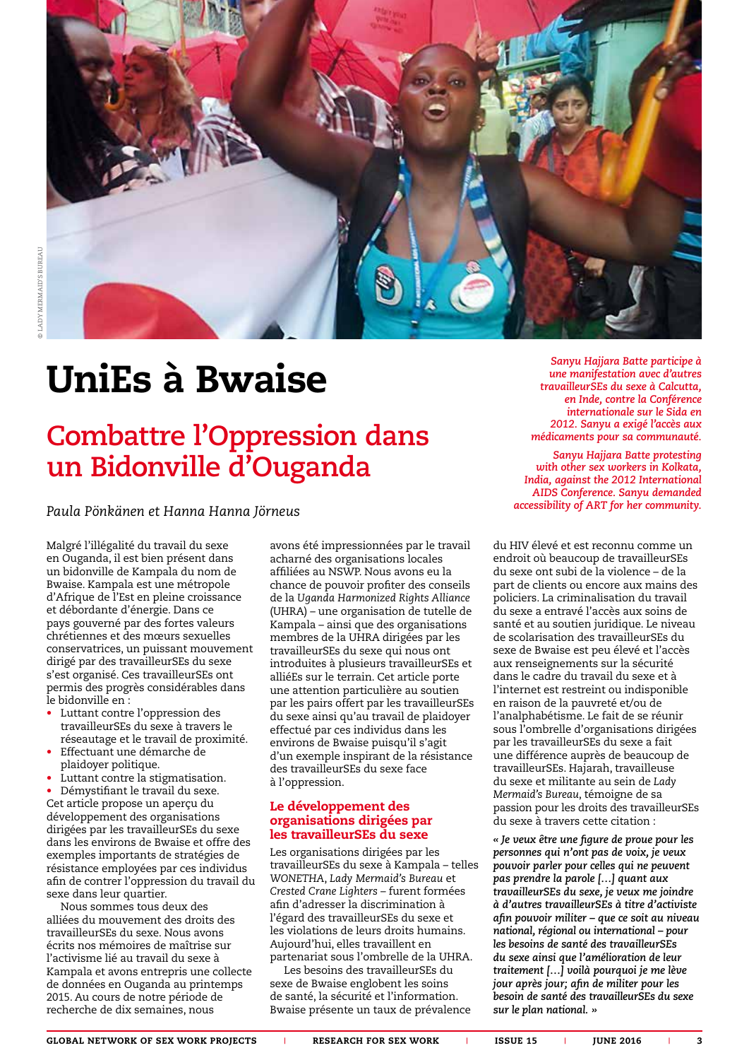# UniEs à Bwaise

## Combattre l'Oppression dans un Bidonville d'Ouganda

*Sanyu Hajjara Batte participe à une manifestation avec d'autres travailleurSEs du sexe à Calcutta, en Inde, contre la Conférence internationale sur le Sida en 2012. Sanyu a exigé l'accès aux médicaments pour sa communauté.*

*Sanyu Hajjara Batte protesting with other sex workers in Kolkata, India, against the 2012 International AIDS Conference. Sanyu demanded accessibility of ART for her community.*

© LADY MERMAID'S BUREAU

*Paula Pönkänen et Hanna Hanna Jörneus*

Malgré l'illégalité du travail du sexe en Ouganda, il est bien présent dans un bidonville de Kampala du nom de Bwaise. Kampala est une métropole d'Afrique de l'Est en pleine croissance et débordante d'énergie. Dans ce pays gouverné par des fortes valeurs chrétiennes et des mœurs sexuelles conservatrices, un puissant mouvement dirigé par des travailleurSEs du sexe s'est organisé. Ces travailleurSEs ont permis des progrès considérables dans le bidonville en :

- Luttant contre l'oppression des travailleurSEs du sexe à travers le réseautage et le travail de proximité.
- Effectuant une démarche de plaidoyer politique.
- Luttant contre la stigmatisation.
- Démystifiant le travail du sexe.

Cet article propose un aperçu du développement des organisations dirigées par les travailleurSEs du sexe dans les environs de Bwaise et offre des exemples importants de stratégies de résistance employées par ces individus afin de contrer l'oppression du travail du sexe dans leur quartier.

Nous sommes tous deux des alliées du mouvement des droits des travailleurSEs du sexe. Nous avons écrits nos mémoires de maîtrise sur l'activisme lié au travail du sexe à Kampala et avons entrepris une collecte de données en Ouganda au printemps 2015. Au cours de notre période de recherche de dix semaines, nous avons été impressionnées par le travail acharné des organisations locales affiliées au NSWP. Nous avons eu la chance de pouvoir profiter des conseils de la *Uganda Harmonized Rights Alliance* (UHRA) – une organisation de tutelle de Kampala – ainsi que des organisations membres de la UHRA dirigées par les travailleurSEs du sexe qui nous ont introduites à plusieurs travailleurSEs et alliéEs sur le terrain. Cet article porte une attention particulière au soutien par les pairs offert par les travailleurSEs du sexe ainsi qu'au travail de plaidoyer effectué par ces individus dans les environs de Bwaise puisqu'il s'agit d'un exemple inspirant de la résistance des travailleurSEs du sexe face à l'oppression.

### Le développement des organisations dirigées par les travailleurSEs du sexe

Les organisations dirigées par les travailleurSEs du sexe à Kampala – telles *WONETHA*, *Lady Mermaid's Bureau* et *Crested Crane Lighters* – furent formées afin d'adresser la discrimination à l'égard des travailleurSEs du sexe et les violations de leurs droits humains. Aujourd'hui, elles travaillent en partenariat sous l'ombrelle de la UHRA.

Les besoins des travailleurSEs du sexe de Bwaise englobent les soins de santé, la sécurité et l'information. Bwaise présente un taux de prévalence du HIV élevé et est reconnu comme un endroit où beaucoup de travailleurSEs du sexe ont subi de la violence – de la part de clients ou encore aux mains des policiers. La criminalisation du travail du sexe a entravé l'accès aux soins de santé et au soutien juridique. Le niveau de scolarisation des travailleurSEs du sexe de Bwaise est peu élevé et l'accès aux renseignements sur la sécurité dans le cadre du travail du sexe et à l'internet est restreint ou indisponible en raison de la pauvreté et/ou de l'analphabétisme. Le fait de se réunir sous l'ombrelle d'organisations dirigées par les travailleurSEs du sexe a fait une différence auprès de beaucoup de travailleurSEs. Hajarah, travailleuse du sexe et militante au sein de *Lady Mermaid's Bureau*, témoigne de sa passion pour les droits des travailleurSEs du sexe à travers cette citation :

***« Je veux être une figure de proue pour les personnes qui n'ont pas de voix, je veux pouvoir parler pour celles qui ne peuvent pas prendre la parole […] quant aux travailleurSEs du sexe, je veux me joindre à d'autres travailleurSEs à titre d'activiste afin pouvoir militer – que ce soit au niveau national, régional ou international – pour les besoins de santé des travailleurSEs du sexe ainsi que l'amélioration de leur traitement […] voilà pourquoi je me lève jour après jour; afin de militer pour les besoin de santé des travailleurSEs du sexe sur le plan national. »***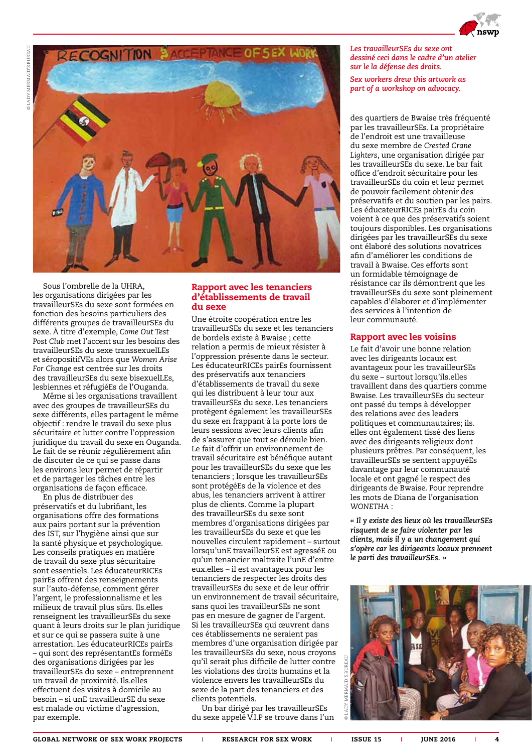*Les travailleurSEs du sexe ont dessiné ceci dans le cadre d'un atelier sur la défense des droits.*

*Sex workers drew this artwork as part of a workshop on advocacy.*

Sous l'ombrelle de la UHRA, les organisations dirigées par les travailleurSEs du sexe sont formées en fonction des besoins particuliers des différents groupes de travailleurSEs du sexe. À titre d'exemple, *Come Out Test Post Club* met l'accent sur les besoins des travailleurSEs du sexe transsexuelLEs et séropositifVEs alors que *Women Arise For Change* est centrée sur les droits des travailleurSEs du sexe bisexuelLEs, lesbiennes et réfugiéEs de l'Ouganda.

Même si les organisations travaillent avec des groupes de travailleurSEs du sexe différents, elles partagent le même objectif : rendre le travail du sexe plus sécuritaire et lutter contre l'oppression juridique du travail du sexe en Ouganda. Le fait de se réunir régulièrement afin de discuter de ce qui se passe dans les environs leur permet de répartir et de partager les tâches entre les organisations de façon efficace.

En plus de distribuer des préservatifs et du lubrifiant, les organisations offre des formations aux pairs portant sur la prévention des IST, sur l'hygiène ainsi que sur la santé physique et psychologique. Les conseils pratiques en matière de travail du sexe plus sécuritaire sont essentiels. Les éducateurRICEs pairEs offrent des renseignements sur l'auto-défense, comment gérer l'argent, le professionnalisme et les milieux de travail plus sûrs. Ils.elles renseignent les travailleurSEs du sexe quant à leurs droits sur le plan juridique et sur ce qui se passera suite à une arrestation. Les éducateurRICEs pairEs – qui sont des représentantEs forméEs des organisations dirigées par les travailleurSEs du sexe – entreprennent un travail de proximité. Ils.elles effectuent des visites à domicile au besoin – si unE travailleurSE du sexe est malade ou victime d'agression, par exemple.

## Rapport avec les tenanciers d'établissements de travail du sexe

Une étroite coopération entre les travailleurSEs du sexe et les tenanciers de bordels existe à Bwaise ; cette relation a permis de mieux résister à l'oppression présente dans le secteur. Les éducateurRICEs pairEs fournissent des préservatifs aux tenanciers d'établissements de travail du sexe qui les distribuent à leur tour aux travailleurSEs du sexe. Les tenanciers protègent également les travailleurSEs du sexe en frappant à la porte lors de leurs sessions avec leurs clients afin de s'assurer que tout se déroule bien. Le fait d'offrir un environnement de travail sécuritaire est bénéfique autant pour les travailleurSEs du sexe que les tenanciers ; lorsque les travailleurSEs sont protégéEs de la violence et des abus, les tenanciers arrivent à attirer plus de clients. Comme la plupart des travailleurSEs du sexe sont membres d'organisations dirigées par les travailleurSEs du sexe et que les nouvelles circulent rapidement – surtout lorsqu'unE travailleurSE est agresséE ou qu'un tenancier maltraite l'unE d'entre eux.elles – il est avantageux pour les tenanciers de respecter les droits des travailleurSEs du sexe et de leur offrir un environnement de travail sécuritaire, sans quoi les travailleurSEs ne sont pas en mesure de gagner de l'argent. Si les travailleurSEs qui œuvrent dans ces établissements ne seraient pas membres d'une organisation dirigée par les travailleurSEs du sexe, nous croyons qu'il serait plus difficile de lutter contre les violations des droits humains et la violence envers les travailleurSEs du sexe de la part des tenanciers et des clients potentiels.

Un bar dirigé par les travailleurSEs du sexe appelé V.I.P se trouve dans l'un des quartiers de Bwaise très fréquenté par les travailleurSEs. La propriétaire de l'endroit est une travailleuse du sexe membre de *Crested Crane Lighters*, une organisation dirigée par les travailleurSEs du sexe. Le bar fait office d'endroit sécuritaire pour les travailleurSEs du coin et leur permet de pouvoir facilement obtenir des préservatifs et du soutien par les pairs. Les éducateurRICEs pairEs du coin voient à ce que des préservatifs soient toujours disponibles. Les organisations dirigées par les travailleurSEs du sexe ont élaboré des solutions novatrices afin d'améliorer les conditions de travail à Bwaise. Ces efforts sont un formidable témoignage de résistance car ils démontrent que les travailleurSEs du sexe sont pleinement capables d'élaborer et d'implémenter des services à l'intention de leur communauté.

## Rapport avec les voisins

Le fait d'avoir une bonne relation avec les dirigeants locaux est avantageux pour les travailleurSEs du sexe – surtout lorsqu'ils.elles travaillent dans des quartiers comme Bwaise. Les travailleurSEs du secteur ont passé du temps à développer des relations avec des leaders politiques et communautaires; ils. elles ont également tissé des liens avec des dirigeants religieux dont plusieurs prêtres. Par conséquent, les travailleurSEs se sentent appuyéEs davantage par leur communauté locale et ont gagné le respect des dirigeants de Bwaise. Pour reprendre les mots de Diana de l'organisation *WONETHA* :

> ***« Il y existe des lieux où les travailleurSEs risquent de se faire violenter par les clients, mais il y a un changement qui s'opère car les dirigeants locaux prennent le parti des travailleurSEs. »***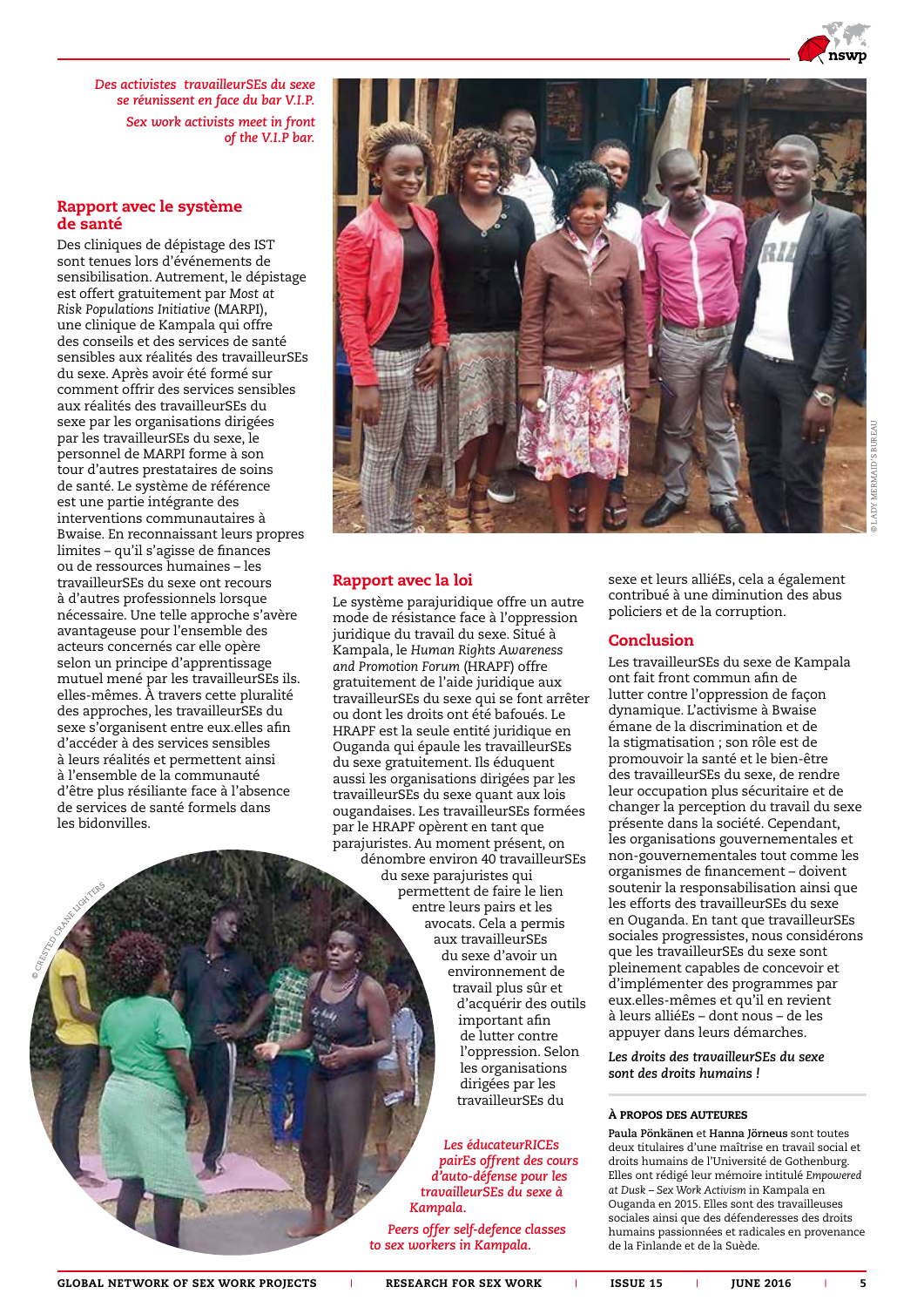*Des activistes travailleurSEs du sexe se réunissent en face du bar V.I.P.*

*Sex work activists meet in front of the V.I.P bar.*

© LADY MERMAID'S BUREAU

## Rapport avec le système de santé

Des cliniques de dépistage des IST sont tenues lors d'événements de sensibilisation. Autrement, le dépistage est offert gratuitement par *Most at Risk Populations Initiative* (MARPI), une clinique de Kampala qui offre des conseils et des services de santé sensibles aux réalités des travailleurSEs du sexe. Après avoir été formé sur comment offrir des services sensibles aux réalités des travailleurSEs du sexe par les organisations dirigées par les travailleurSEs du sexe, le personnel de MARPI forme à son tour d'autres prestataires de soins de santé. Le système de référence est une partie intégrante des interventions communautaires à Bwaise. En reconnaissant leurs propres limites – qu'il s'agisse de finances ou de ressources humaines – les travailleurSEs du sexe ont recours à d'autres professionnels lorsque nécessaire. Une telle approche s'avère avantageuse pour l'ensemble des acteurs concernés car elle opère selon un principe d'apprentissage mutuel mené par les travailleurSEs ils. elles-mêmes. À travers cette pluralité des approches, les travailleurSEs du sexe s'organisent entre eux.elles afin d'accéder à des services sensibles à leurs réalités et permettent ainsi à l'ensemble de la communauté d'être plus résiliante face à l'absence de services de santé formels dans les bidonvilles.

## Rapport avec la loi

Le système parajuridique offre un autre mode de résistance face à l'oppression juridique du travail du sexe. Situé à Kampala, le *Human Rights Awareness and Promotion Forum* (HRAPF) offre gratuitement de l'aide juridique aux travailleurSEs du sexe qui se font arrêter ou dont les droits ont été bafoués. Le HRAPF est la seule entité juridique en Ouganda qui épaule les travailleurSEs du sexe gratuitement. Ils éduquent aussi les organisations dirigées par les travailleurSEs du sexe quant aux lois ougandaises. Les travailleurSEs formées par le HRAPF opèrent en tant que parajuristes. Au moment présent, on dénombre environ 40 travailleurSEs du sexe parajuristes qui permettent de faire le lien entre leurs pairs et les avocats. Cela a permis aux travailleurSEs du sexe d'avoir un environnement de travail plus sûr et d'acquérir des outils important afin de lutter contre l'oppression. Selon les organisations dirigées par les travailleurSEs du sexe et leurs alliéEs, cela a également contribué à une diminution des abus policiers et de la corruption.

© CRESTED CRANE LIGHTERS

*Les éducateurRICEs pairEs offrent des cours d'auto-défense pour les travailleurSEs du sexe à Kampala.*

*Peers offer self-defence classes to sex workers in Kampala.*

## Conclusion

Les travailleurSEs du sexe de Kampala ont fait front commun afin de lutter contre l'oppression de façon dynamique. L'activisme à Bwaise émane de la discrimination et de la stigmatisation ; son rôle est de promouvoir la santé et le bien-être des travailleurSEs du sexe, de rendre leur occupation plus sécuritaire et de changer la perception du travail du sexe présente dans la société. Cependant, les organisations gouvernementales et non-gouvernementales tout comme les organismes de financement – doivent soutenir la responsabilisation ainsi que les efforts des travailleurSEs du sexe en Ouganda. En tant que travailleurSEs sociales progressistes, nous considérons que les travailleurSEs du sexe sont pleinement capables de concevoir et d'implémenter des programmes par eux.elles-mêmes et qu'il en revient à leurs alliéEs – dont nous – de les appuyer dans leurs démarches.

***Les droits des travailleurSEs du sexe sont des droits humains !***

### À PROPOS DES AUTEURES

**Paula Pönkänen** et **Hanna Jörneus** sont toutes deux titulaires d'une maîtrise en travail social et droits humains de l'Université de Gothenburg. Elles ont rédigé leur mémoire intitulé *Empowered at Dusk – Sex Work Activism* in Kampala en Ouganda en 2015. Elles sont des travailleuses sociales ainsi que des défenderesses des droits humains passionnées et radicales en provenance de la Finlande et de la Suède.